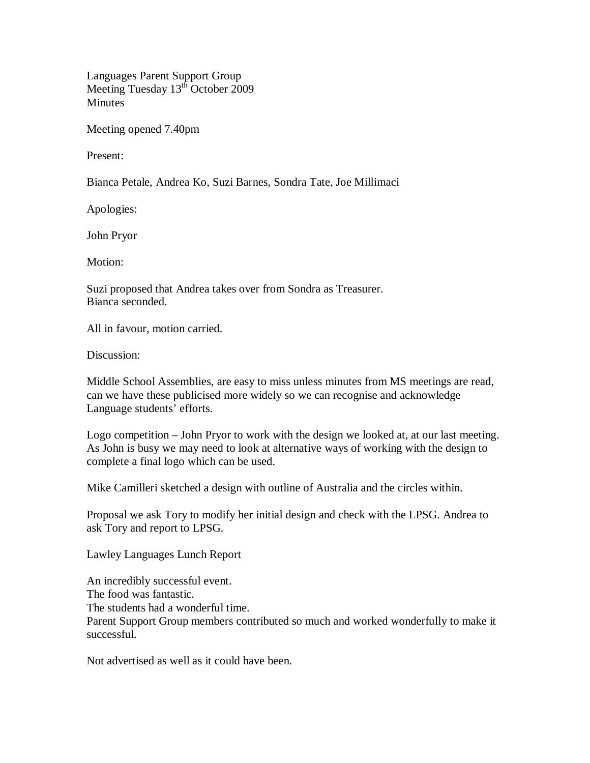Languages Parent Support Group
Meeting Tuesday 13th October 2009
Minutes

Meeting opened 7.40pm

Present:

Bianca Petale, Andrea Ko, Suzi Barnes, Sondra Tate, Joe Millimaci

Apologies:

John Pryor

Motion:

Suzi proposed that Andrea takes over from Sondra as Treasurer.
Bianca seconded.

All in favour, motion carried.

Discussion:

Middle School Assemblies, are easy to miss unless minutes from MS meetings are read, can we have these publicised more widely so we can recognise and acknowledge Language students' efforts.

Logo competition – John Pryor to work with the design we looked at, at our last meeting. As John is busy we may need to look at alternative ways of working with the design to complete a final logo which can be used.

Mike Camilleri sketched a design with outline of Australia and the circles within.

Proposal we ask Tory to modify her initial design and check with the LPSG. Andrea to ask Tory and report to LPSG.

Lawley Languages Lunch Report

An incredibly successful event.
The food was fantastic.
The students had a wonderful time.
Parent Support Group members contributed so much and worked wonderfully to make it successful.

Not advertised as well as it could have been.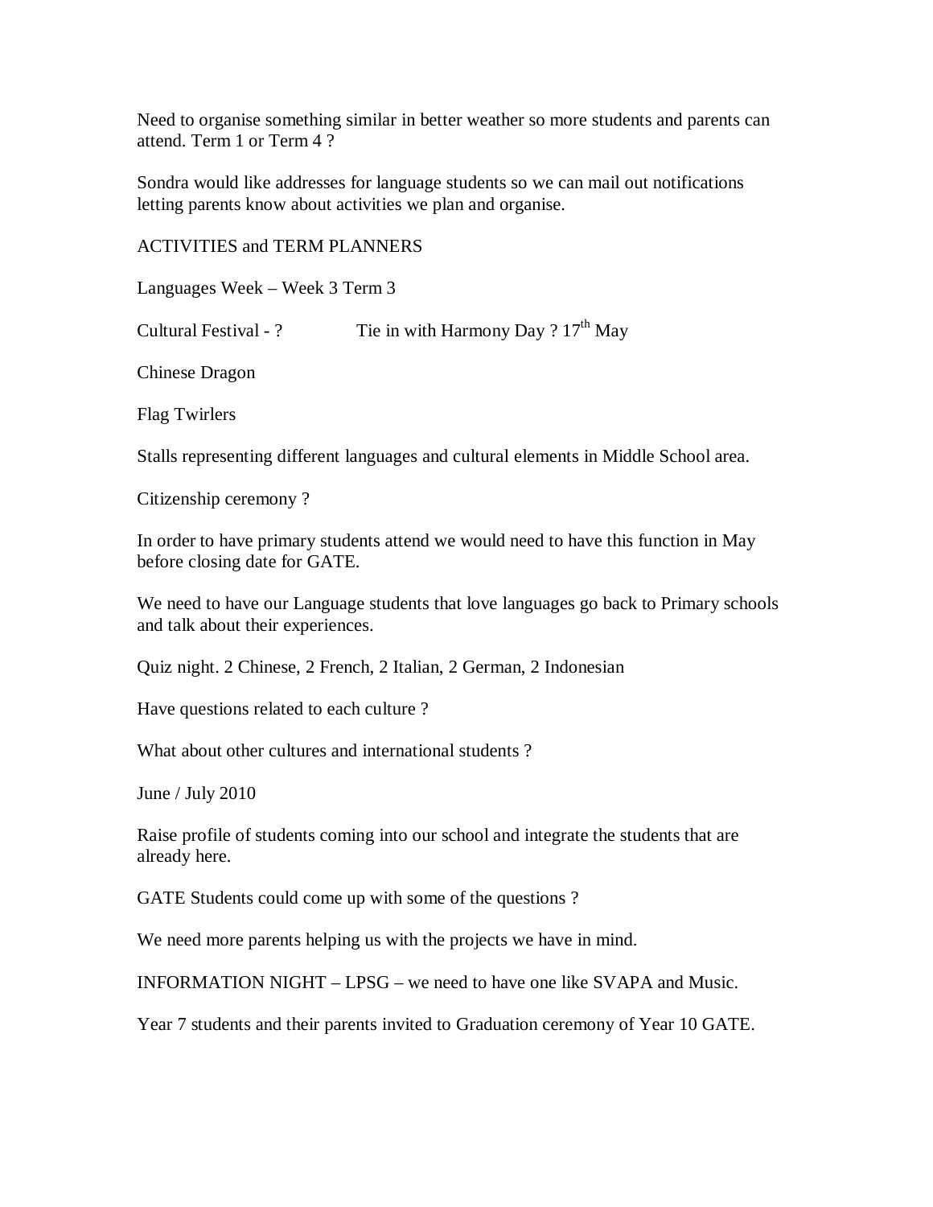Need to organise something similar in better weather so more students and parents can attend. Term 1 or Term 4 ?

Sondra would like addresses for language students so we can mail out notifications letting parents know about activities we plan and organise.

ACTIVITIES and TERM PLANNERS

Languages Week – Week 3 Term 3

Cultural Festival - ? Tie in with Harmony Day ? 17th May

Chinese Dragon

Flag Twirlers

Stalls representing different languages and cultural elements in Middle School area.

Citizenship ceremony ?

In order to have primary students attend we would need to have this function in May before closing date for GATE.

We need to have our Language students that love languages go back to Primary schools and talk about their experiences.

Quiz night. 2 Chinese, 2 French, 2 Italian, 2 German, 2 Indonesian

Have questions related to each culture ?

What about other cultures and international students ?

June / July 2010

Raise profile of students coming into our school and integrate the students that are already here.

GATE Students could come up with some of the questions ?

We need more parents helping us with the projects we have in mind.

INFORMATION NIGHT – LPSG – we need to have one like SVAPA and Music.

Year 7 students and their parents invited to Graduation ceremony of Year 10 GATE.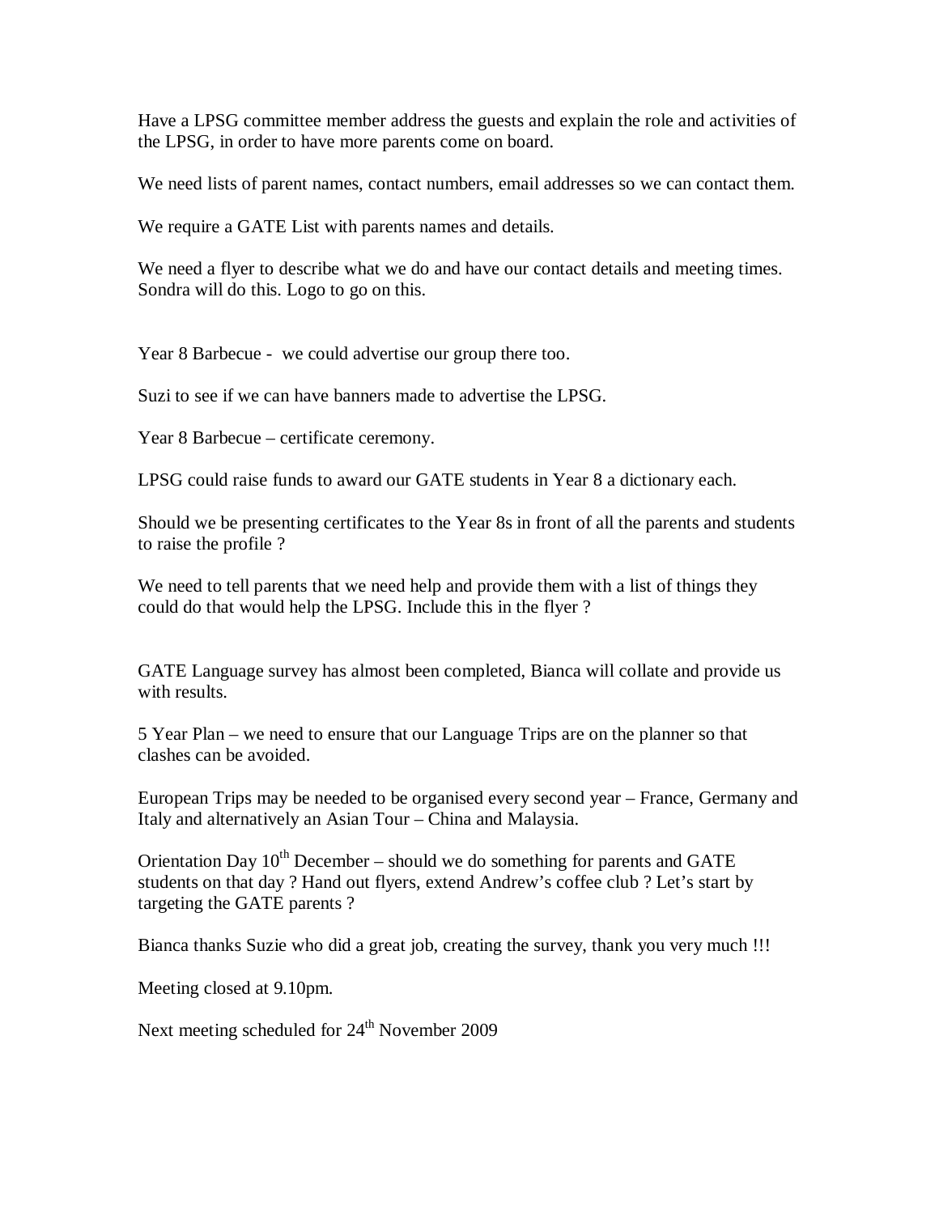Have a LPSG committee member address the guests and explain the role and activities of the LPSG, in order to have more parents come on board.

We need lists of parent names, contact numbers, email addresses so we can contact them.

We require a GATE List with parents names and details.

We need a flyer to describe what we do and have our contact details and meeting times. Sondra will do this. Logo to go on this.

Year 8 Barbecue - we could advertise our group there too.

Suzi to see if we can have banners made to advertise the LPSG.

Year 8 Barbecue – certificate ceremony.

LPSG could raise funds to award our GATE students in Year 8 a dictionary each.

Should we be presenting certificates to the Year 8s in front of all the parents and students to raise the profile ?

We need to tell parents that we need help and provide them with a list of things they could do that would help the LPSG. Include this in the flyer ?

GATE Language survey has almost been completed, Bianca will collate and provide us with results.

5 Year Plan – we need to ensure that our Language Trips are on the planner so that clashes can be avoided.

European Trips may be needed to be organised every second year – France, Germany and Italy and alternatively an Asian Tour – China and Malaysia.

Orientation Day 10th December – should we do something for parents and GATE students on that day ? Hand out flyers, extend Andrew's coffee club ? Let's start by targeting the GATE parents ?

Bianca thanks Suzie who did a great job, creating the survey, thank you very much !!!

Meeting closed at 9.10pm.

Next meeting scheduled for 24th November 2009